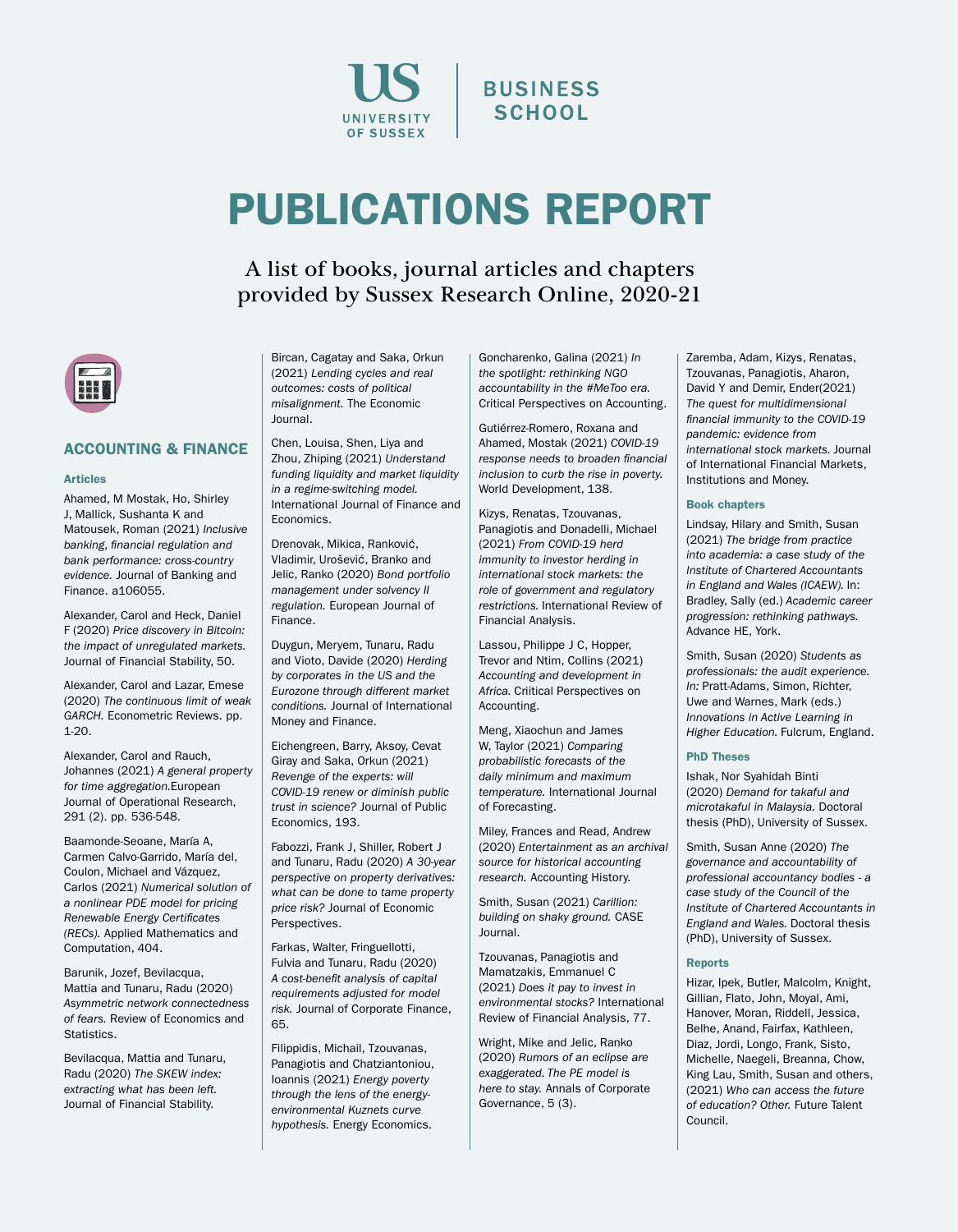UNIVERSITY OF SUSSEX | BUSINESS SCHOOL

# PUBLICATIONS REPORT

A list of books, journal articles and chapters provided by Sussex Research Online, 2020-21

## ACCOUNTING & FINANCE

### Articles

Ahamed, M Mostak, Ho, Shirley J, Mallick, Sushanta K and Matousek, Roman (2021) *Inclusive banking, financial regulation and bank performance: cross-country evidence.* Journal of Banking and Finance. a106055.

Alexander, Carol and Heck, Daniel F (2020) *Price discovery in Bitcoin: the impact of unregulated markets.* Journal of Financial Stability, 50.

Alexander, Carol and Lazar, Emese (2020) *The continuous limit of weak GARCH.* Econometric Reviews. pp. 1-20.

Alexander, Carol and Rauch, Johannes (2021) *A general property for time aggregation.*European Journal of Operational Research, 291 (2). pp. 536-548.

Baamonde-Seoane, María A, Carmen Calvo-Garrido, María del, Coulon, Michael and Vázquez, Carlos (2021) *Numerical solution of a nonlinear PDE model for pricing Renewable Energy Certificates (RECs).* Applied Mathematics and Computation, 404.

Barunik, Jozef, Bevilacqua, Mattia and Tunaru, Radu (2020) *Asymmetric network connectedness of fears.* Review of Economics and Statistics.

Bevilacqua, Mattia and Tunaru, Radu (2020) *The SKEW index: extracting what has been left.* Journal of Financial Stability.

Bircan, Cagatay and Saka, Orkun (2021) *Lending cycles and real outcomes: costs of political misalignment.* The Economic Journal.

Chen, Louisa, Shen, Liya and Zhou, Zhiping (2021) *Understand funding liquidity and market liquidity in a regime-switching model.* International Journal of Finance and Economics.

Drenovak, Mikica, Ranković, Vladimir, Urošević, Branko and Jelic, Ranko (2020) *Bond portfolio management under solvency II regulation.* European Journal of Finance.

Duygun, Meryem, Tunaru, Radu and Vioto, Davide (2020) *Herding by corporates in the US and the Eurozone through different market conditions.* Journal of International Money and Finance.

Eichengreen, Barry, Aksoy, Cevat Giray and Saka, Orkun (2021) *Revenge of the experts: will COVID-19 renew or diminish public trust in science?* Journal of Public Economics, 193.

Fabozzi, Frank J, Shiller, Robert J and Tunaru, Radu (2020) *A 30-year perspective on property derivatives: what can be done to tame property price risk?* Journal of Economic Perspectives.

Farkas, Walter, Fringuellotti, Fulvia and Tunaru, Radu (2020) *A cost-benefit analysis of capital requirements adjusted for model risk.* Journal of Corporate Finance, 65.

Filippidis, Michail, Tzouvanas, Panagiotis and Chatziantoniou, Ioannis (2021) *Energy poverty through the lens of the energy-environmental Kuznets curve hypothesis.* Energy Economics.

Goncharenko, Galina (2021) *In the spotlight: rethinking NGO accountability in the #MeToo era.* Critical Perspectives on Accounting.

Gutiérrez-Romero, Roxana and Ahamed, Mostak (2021) *COVID-19 response needs to broaden financial inclusion to curb the rise in poverty.* World Development, 138.

Kizys, Renatas, Tzouvanas, Panagiotis and Donadelli, Michael (2021) *From COVID-19 herd immunity to investor herding in international stock markets: the role of government and regulatory restrictions.* International Review of Financial Analysis.

Lassou, Philippe J C, Hopper, Trevor and Ntim, Collins (2021) *Accounting and development in Africa.* Criitical Perspectives on Accounting.

Meng, Xiaochun and James W, Taylor (2021) *Comparing probabilistic forecasts of the daily minimum and maximum temperature.* International Journal of Forecasting.

Miley, Frances and Read, Andrew (2020) *Entertainment as an archival source for historical accounting research.* Accounting History.

Smith, Susan (2021) *Carillion: building on shaky ground.* CASE Journal.

Tzouvanas, Panagiotis and Mamatzakis, Emmanuel C (2021) *Does it pay to invest in environmental stocks?* International Review of Financial Analysis, 77.

Wright, Mike and Jelic, Ranko (2020) *Rumors of an eclipse are exaggerated. The PE model is here to stay.* Annals of Corporate Governance, 5 (3).

Zaremba, Adam, Kizys, Renatas, Tzouvanas, Panagiotis, Aharon, David Y and Demir, Ender(2021) *The quest for multidimensional financial immunity to the COVID-19 pandemic: evidence from international stock markets.* Journal of International Financial Markets, Institutions and Money.

### Book chapters

Lindsay, Hilary and Smith, Susan (2021) *The bridge from practice into academia: a case study of the Institute of Chartered Accountants in England and Wales (ICAEW).* In: Bradley, Sally (ed.) *Academic career progression: rethinking pathways.* Advance HE, York.

Smith, Susan (2020) *Students as professionals: the audit experience. In:* Pratt-Adams, Simon, Richter, Uwe and Warnes, Mark (eds.) *Innovations in Active Learning in Higher Education.* Fulcrum, England.

### PhD Theses

Ishak, Nor Syahidah Binti (2020) *Demand for takaful and microtakaful in Malaysia.* Doctoral thesis (PhD), University of Sussex.

Smith, Susan Anne (2020) *The governance and accountability of professional accountancy bodies - a case study of the Council of the Institute of Chartered Accountants in England and Wales.* Doctoral thesis (PhD), University of Sussex.

### Reports

Hizar, Ipek, Butler, Malcolm, Knight, Gillian, Flato, John, Moyal, Ami, Hanover, Moran, Riddell, Jessica, Belhe, Anand, Fairfax, Kathleen, Diaz, Jordi, Longo, Frank, Sisto, Michelle, Naegeli, Breanna, Chow, King Lau, Smith, Susan and others, (2021) *Who can access the future of education? Other.* Future Talent Council.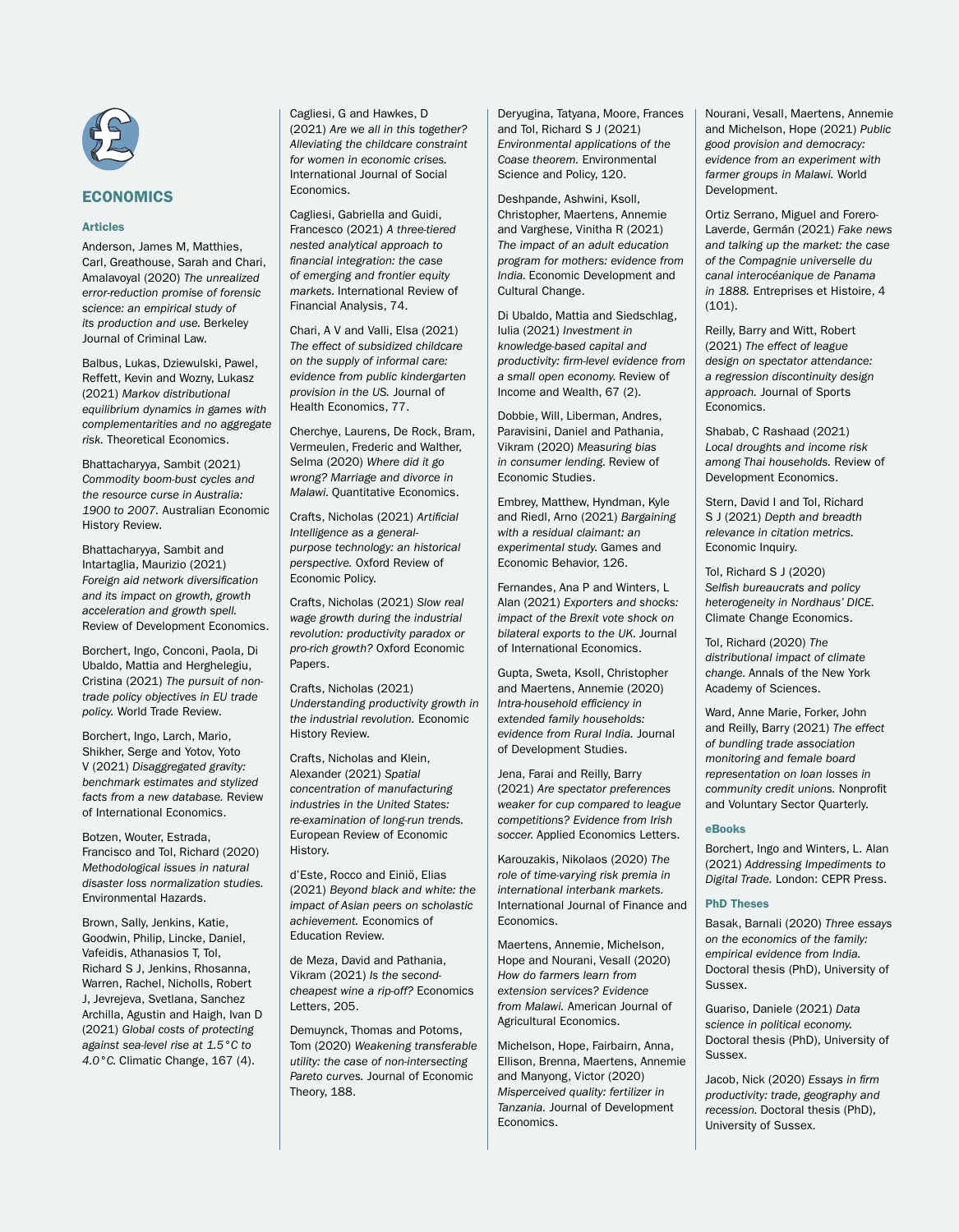## ECONOMICS

### Articles

Anderson, James M, Matthies, Carl, Greathouse, Sarah and Chari, Amalavoyal (2020) *The unrealized error-reduction promise of forensic science: an empirical study of its production and use.* Berkeley Journal of Criminal Law.

Balbus, Lukas, Dziewulski, Pawel, Reffett, Kevin and Wozny, Lukasz (2021) *Markov distributional equilibrium dynamics in games with complementarities and no aggregate risk.* Theoretical Economics.

Bhattacharyya, Sambit (2021) *Commodity boom-bust cycles and the resource curse in Australia: 1900 to 2007.* Australian Economic History Review.

Bhattacharyya, Sambit and Intartaglia, Maurizio (2021) *Foreign aid network diversification and its impact on growth, growth acceleration and growth spell.* Review of Development Economics.

Borchert, Ingo, Conconi, Paola, Di Ubaldo, Mattia and Herghelegiu, Cristina (2021) *The pursuit of non-trade policy objectives in EU trade policy.* World Trade Review.

Borchert, Ingo, Larch, Mario, Shikher, Serge and Yotov, Yoto V (2021) *Disaggregated gravity: benchmark estimates and stylized facts from a new database.* Review of International Economics.

Botzen, Wouter, Estrada, Francisco and Tol, Richard (2020) *Methodological issues in natural disaster loss normalization studies.* Environmental Hazards.

Brown, Sally, Jenkins, Katie, Goodwin, Philip, Lincke, Daniel, Vafeidis, Athanasios T, Tol, Richard S J, Jenkins, Rhosanna, Warren, Rachel, Nicholls, Robert J, Jevrejeva, Svetlana, Sanchez Archilla, Agustin and Haigh, Ivan D (2021) *Global costs of protecting against sea-level rise at 1.5°C to 4.0°C.* Climatic Change, 167 (4).

Cagliesi, G and Hawkes, D (2021) *Are we all in this together? Alleviating the childcare constraint for women in economic crises.* International Journal of Social Economics.

Cagliesi, Gabriella and Guidi, Francesco (2021) *A three-tiered nested analytical approach to financial integration: the case of emerging and frontier equity markets.* International Review of Financial Analysis, 74.

Chari, A V and Valli, Elsa (2021) *The effect of subsidized childcare on the supply of informal care: evidence from public kindergarten provision in the US.* Journal of Health Economics, 77.

Cherchye, Laurens, De Rock, Bram, Vermeulen, Frederic and Walther, Selma (2020) *Where did it go wrong? Marriage and divorce in Malawi.* Quantitative Economics.

Crafts, Nicholas (2021) *Artificial Intelligence as a general-purpose technology: an historical perspective.* Oxford Review of Economic Policy.

Crafts, Nicholas (2021) *Slow real wage growth during the industrial revolution: productivity paradox or pro-rich growth?* Oxford Economic Papers.

Crafts, Nicholas (2021) *Understanding productivity growth in the industrial revolution.* Economic History Review.

Crafts, Nicholas and Klein, Alexander (2021) *Spatial concentration of manufacturing industries in the United States: re-examination of long-run trends.* European Review of Economic History.

d'Este, Rocco and Einiö, Elias (2021) *Beyond black and white: the impact of Asian peers on scholastic achievement.* Economics of Education Review.

de Meza, David and Pathania, Vikram (2021) *Is the second-cheapest wine a rip-off?* Economics Letters, 205.

Demuynck, Thomas and Potoms, Tom (2020) *Weakening transferable utility: the case of non-intersecting Pareto curves.* Journal of Economic Theory, 188.

Deryugina, Tatyana, Moore, Frances and Tol, Richard S J (2021) *Environmental applications of the Coase theorem.* Environmental Science and Policy, 120.

Deshpande, Ashwini, Ksoll, Christopher, Maertens, Annemie and Varghese, Vinitha R (2021) *The impact of an adult education program for mothers: evidence from India.* Economic Development and Cultural Change.

Di Ubaldo, Mattia and Siedschlag, Iulia (2021) *Investment in knowledge-based capital and productivity: firm-level evidence from a small open economy.* Review of Income and Wealth, 67 (2).

Dobbie, Will, Liberman, Andres, Paravisini, Daniel and Pathania, Vikram (2020) *Measuring bias in consumer lending.* Review of Economic Studies.

Embrey, Matthew, Hyndman, Kyle and Riedl, Arno (2021) *Bargaining with a residual claimant: an experimental study.* Games and Economic Behavior, 126.

Fernandes, Ana P and Winters, L Alan (2021) *Exporters and shocks: impact of the Brexit vote shock on bilateral exports to the UK.* Journal of International Economics.

Gupta, Sweta, Ksoll, Christopher and Maertens, Annemie (2020) *Intra-household efficiency in extended family households: evidence from Rural India.* Journal of Development Studies.

Jena, Farai and Reilly, Barry (2021) *Are spectator preferences weaker for cup compared to league competitions? Evidence from Irish soccer.* Applied Economics Letters.

Karouzakis, Nikolaos (2020) *The role of time-varying risk premia in international interbank markets.* International Journal of Finance and Economics.

Maertens, Annemie, Michelson, Hope and Nourani, Vesall (2020) *How do farmers learn from extension services? Evidence from Malawi.* American Journal of Agricultural Economics.

Michelson, Hope, Fairbairn, Anna, Ellison, Brenna, Maertens, Annemie and Manyong, Victor (2020) *Misperceived quality: fertilizer in Tanzania.* Journal of Development Economics.

Nourani, Vesall, Maertens, Annemie and Michelson, Hope (2021) *Public good provision and democracy: evidence from an experiment with farmer groups in Malawi.* World Development.

Ortiz Serrano, Miguel and Forero-Laverde, Germán (2021) *Fake news and talking up the market: the case of the Compagnie universelle du canal interocéanique de Panama in 1888.* Entreprises et Histoire, 4 (101).

Reilly, Barry and Witt, Robert (2021) *The effect of league design on spectator attendance: a regression discontinuity design approach.* Journal of Sports Economics.

Shabab, C Rashaad (2021) *Local droughts and income risk among Thai households.* Review of Development Economics.

Stern, David I and Tol, Richard S J (2021) *Depth and breadth relevance in citation metrics.* Economic Inquiry.

Tol, Richard S J (2020) *Selfish bureaucrats and policy heterogeneity in Nordhaus' DICE.* Climate Change Economics.

Tol, Richard (2020) *The distributional impact of climate change.* Annals of the New York Academy of Sciences.

Ward, Anne Marie, Forker, John and Reilly, Barry (2021) *The effect of bundling trade association monitoring and female board representation on loan losses in community credit unions.* Nonprofit and Voluntary Sector Quarterly.

### eBooks

Borchert, Ingo and Winters, L. Alan (2021) *Addressing Impediments to Digital Trade.* London: CEPR Press.

### PhD Theses

Basak, Barnali (2020) *Three essays on the economics of the family: empirical evidence from India.* Doctoral thesis (PhD), University of Sussex.

Guariso, Daniele (2021) *Data science in political economy.* Doctoral thesis (PhD), University of Sussex.

Jacob, Nick (2020) *Essays in firm productivity: trade, geography and recession.* Doctoral thesis (PhD), University of Sussex.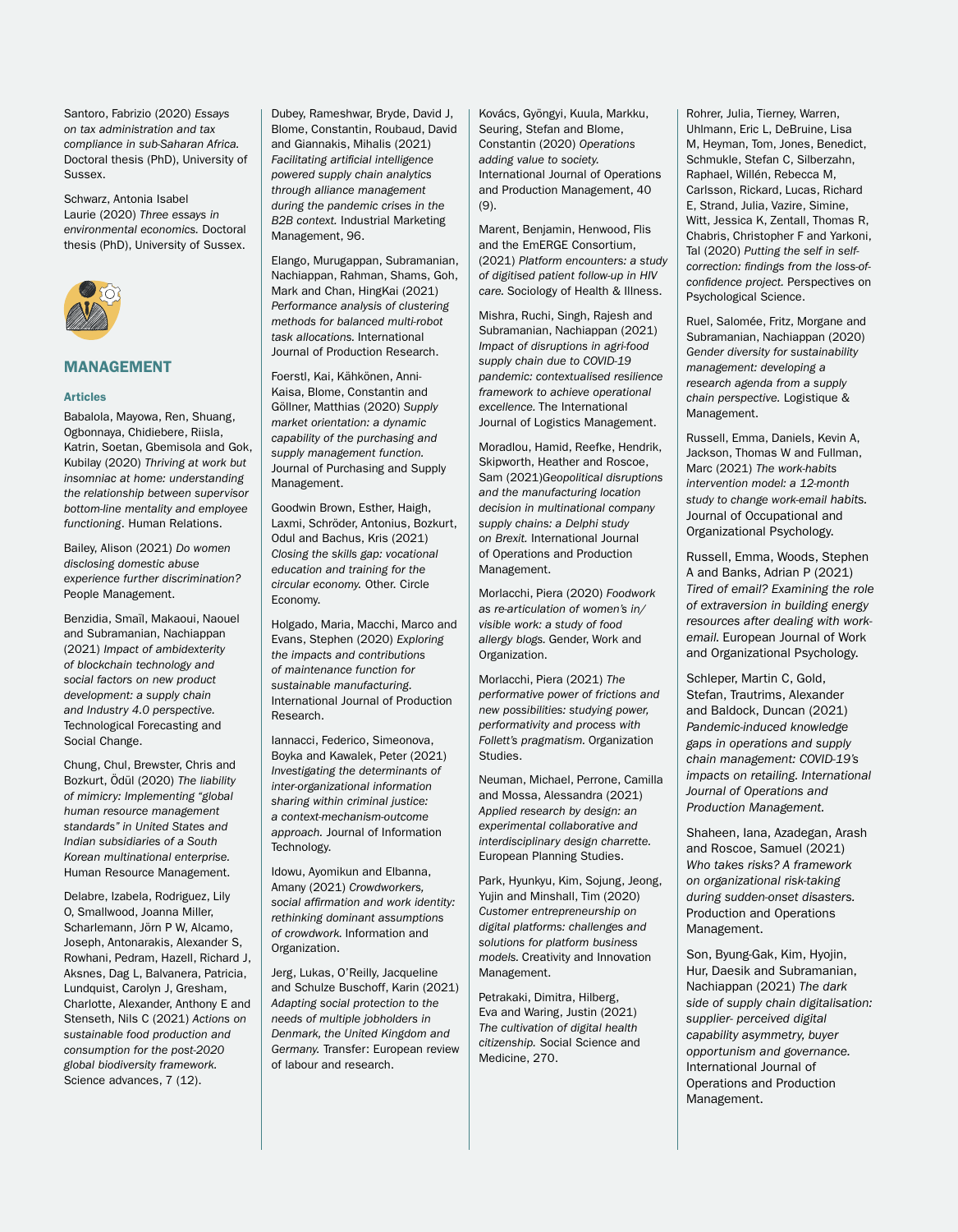Santoro, Fabrizio (2020) *Essays on tax administration and tax compliance in sub-Saharan Africa.* Doctoral thesis (PhD), University of Sussex.

Schwarz, Antonia Isabel Laurie (2020) *Three essays in environmental economics.* Doctoral thesis (PhD), University of Sussex.

## MANAGEMENT

### Articles

Babalola, Mayowa, Ren, Shuang, Ogbonnaya, Chidiebere, Riisla, Katrin, Soetan, Gbemisola and Gok, Kubilay (2020) *Thriving at work but insomniac at home: understanding the relationship between supervisor bottom-line mentality and employee functioning*. Human Relations.

Bailey, Alison (2021) *Do women disclosing domestic abuse experience further discrimination?* People Management.

Benzidia, Smaïl, Makaoui, Naouel and Subramanian, Nachiappan (2021) *Impact of ambidexterity of blockchain technology and social factors on new product development: a supply chain and Industry 4.0 perspective.* Technological Forecasting and Social Change.

Chung, Chul, Brewster, Chris and Bozkurt, Ödül (2020) *The liability of mimicry: Implementing "global human resource management standards" in United States and Indian subsidiaries of a South Korean multinational enterprise.* Human Resource Management.

Delabre, Izabela, Rodriguez, Lily O, Smallwood, Joanna Miller, Scharlemann, Jörn P W, Alcamo, Joseph, Antonarakis, Alexander S, Rowhani, Pedram, Hazell, Richard J, Aksnes, Dag L, Balvanera, Patricia, Lundquist, Carolyn J, Gresham, Charlotte, Alexander, Anthony E and Stenseth, Nils C (2021) *Actions on sustainable food production and consumption for the post-2020 global biodiversity framework.* Science advances, 7 (12).

Dubey, Rameshwar, Bryde, David J, Blome, Constantin, Roubaud, David and Giannakis, Mihalis (2021) *Facilitating artificial intelligence powered supply chain analytics through alliance management during the pandemic crises in the B2B context.* Industrial Marketing Management, 96.

Elango, Murugappan, Subramanian, Nachiappan, Rahman, Shams, Goh, Mark and Chan, HingKai (2021) *Performance analysis of clustering methods for balanced multi-robot task allocations.* International Journal of Production Research.

Foerstl, Kai, Kähkönen, Anni-Kaisa, Blome, Constantin and Göllner, Matthias (2020) *Supply market orientation: a dynamic capability of the purchasing and supply management function.* Journal of Purchasing and Supply Management.

Goodwin Brown, Esther, Haigh, Laxmi, Schröder, Antonius, Bozkurt, Odul and Bachus, Kris (2021) *Closing the skills gap: vocational education and training for the circular economy.* Other. Circle Economy.

Holgado, Maria, Macchi, Marco and Evans, Stephen (2020) *Exploring the impacts and contributions of maintenance function for sustainable manufacturing.* International Journal of Production Research.

Iannacci, Federico, Simeonova, Boyka and Kawalek, Peter (2021) *Investigating the determinants of inter-organizational information sharing within criminal justice: a context-mechanism-outcome approach.* Journal of Information Technology.

Idowu, Ayomikun and Elbanna, Amany (2021) *Crowdworkers, social affirmation and work identity: rethinking dominant assumptions of crowdwork.* Information and Organization.

Jerg, Lukas, O'Reilly, Jacqueline and Schulze Buschoff, Karin (2021) *Adapting social protection to the needs of multiple jobholders in Denmark, the United Kingdom and Germany.* Transfer: European review of labour and research.

Kovács, Gyöngyi, Kuula, Markku, Seuring, Stefan and Blome, Constantin (2020) *Operations adding value to society.* International Journal of Operations and Production Management, 40 (9).

Marent, Benjamin, Henwood, Flis and the EmERGE Consortium, (2021) *Platform encounters: a study of digitised patient follow-up in HIV care.* Sociology of Health & Illness.

Mishra, Ruchi, Singh, Rajesh and Subramanian, Nachiappan (2021) *Impact of disruptions in agri-food supply chain due to COVID-19 pandemic: contextualised resilience framework to achieve operational excellence.* The International Journal of Logistics Management.

Moradlou, Hamid, Reefke, Hendrik, Skipworth, Heather and Roscoe, Sam (2021)*Geopolitical disruptions and the manufacturing location decision in multinational company supply chains: a Delphi study on Brexit.* International Journal of Operations and Production Management.

Morlacchi, Piera (2020) *Foodwork as re-articulation of women's in/visible work: a study of food allergy blogs.* Gender, Work and Organization.

Morlacchi, Piera (2021) *The performative power of frictions and new possibilities: studying power, performativity and process with Follett's pragmatism.* Organization Studies.

Neuman, Michael, Perrone, Camilla and Mossa, Alessandra (2021) *Applied research by design: an experimental collaborative and interdisciplinary design charrette.* European Planning Studies.

Park, Hyunkyu, Kim, Sojung, Jeong, Yujin and Minshall, Tim (2020) *Customer entrepreneurship on digital platforms: challenges and solutions for platform business models.* Creativity and Innovation Management.

Petrakaki, Dimitra, Hilberg, Eva and Waring, Justin (2021) *The cultivation of digital health citizenship.* Social Science and Medicine, 270.

Rohrer, Julia, Tierney, Warren, Uhlmann, Eric L, DeBruine, Lisa M, Heyman, Tom, Jones, Benedict, Schmukle, Stefan C, Silberzahn, Raphael, Willén, Rebecca M, Carlsson, Rickard, Lucas, Richard E, Strand, Julia, Vazire, Simine, Witt, Jessica K, Zentall, Thomas R, Chabris, Christopher F and Yarkoni, Tal (2020) *Putting the self in self-correction: findings from the loss-of-confidence project.* Perspectives on Psychological Science.

Ruel, Salomée, Fritz, Morgane and Subramanian, Nachiappan (2020) *Gender diversity for sustainability management: developing a research agenda from a supply chain perspective.* Logistique & Management.

Russell, Emma, Daniels, Kevin A, Jackson, Thomas W and Fullman, Marc (2021) *The work-habits intervention model: a 12-month study to change work-email habits.* Journal of Occupational and Organizational Psychology.

Russell, Emma, Woods, Stephen A and Banks, Adrian P (2021) *Tired of email? Examining the role of extraversion in building energy resources after dealing with work-email.* European Journal of Work and Organizational Psychology.

Schleper, Martin C, Gold, Stefan, Trautrims, Alexander and Baldock, Duncan (2021) *Pandemic-induced knowledge gaps in operations and supply chain management: COVID-19's impacts on retailing. International Journal of Operations and Production Management.*

Shaheen, Iana, Azadegan, Arash and Roscoe, Samuel (2021) *Who takes risks? A framework on organizational risk-taking during sudden-onset disasters.* Production and Operations Management.

Son, Byung-Gak, Kim, Hyojin, Hur, Daesik and Subramanian, Nachiappan (2021) *The dark side of supply chain digitalisation: supplier- perceived digital capability asymmetry, buyer opportunism and governance.* International Journal of Operations and Production Management.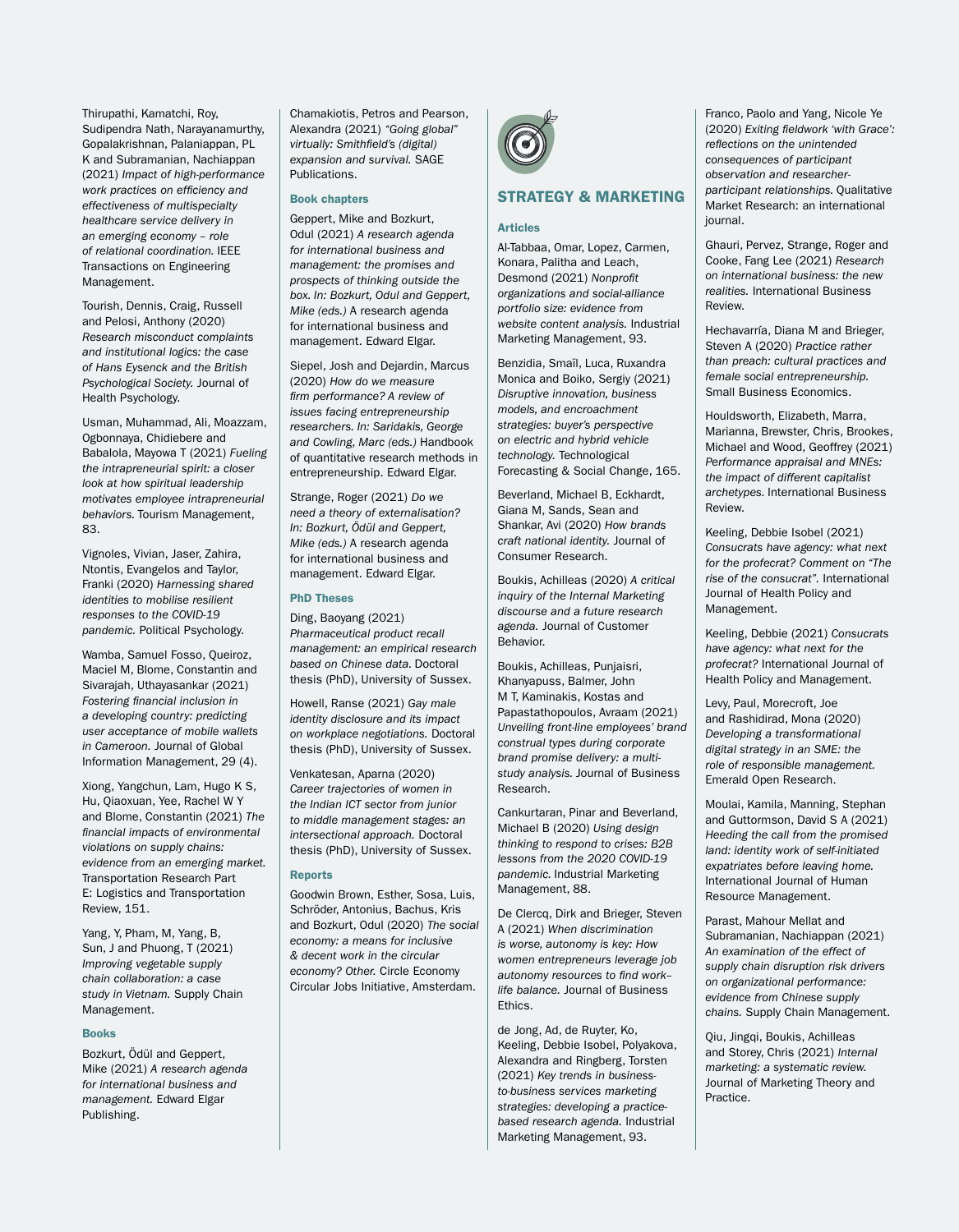Thirupathi, Kamatchi, Roy, Sudipendra Nath, Narayanamurthy, Gopalakrishnan, Palaniappan, PL K and Subramanian, Nachiappan (2021) *Impact of high-performance work practices on efficiency and effectiveness of multispecialty healthcare service delivery in an emerging economy – role of relational coordination.* IEEE Transactions on Engineering Management.

Tourish, Dennis, Craig, Russell and Pelosi, Anthony (2020) *Research misconduct complaints and institutional logics: the case of Hans Eysenck and the British Psychological Society.* Journal of Health Psychology.

Usman, Muhammad, Ali, Moazzam, Ogbonnaya, Chidiebere and Babalola, Mayowa T (2021) *Fueling the intrapreneurial spirit: a closer look at how spiritual leadership motivates employee intrapreneurial behaviors.* Tourism Management, 83.

Vignoles, Vivian, Jaser, Zahira, Ntontis, Evangelos and Taylor, Franki (2020) *Harnessing shared identities to mobilise resilient responses to the COVID-19 pandemic.* Political Psychology.

Wamba, Samuel Fosso, Queiroz, Maciel M, Blome, Constantin and Sivarajah, Uthayasankar (2021) *Fostering financial inclusion in a developing country: predicting user acceptance of mobile wallets in Cameroon.* Journal of Global Information Management, 29 (4).

Xiong, Yangchun, Lam, Hugo K S, Hu, Qiaoxuan, Yee, Rachel W Y and Blome, Constantin (2021) *The financial impacts of environmental violations on supply chains: evidence from an emerging market.* Transportation Research Part E: Logistics and Transportation Review, 151.

Yang, Y, Pham, M, Yang, B, Sun, J and Phuong, T (2021) *Improving vegetable supply chain collaboration: a case study in Vietnam.* Supply Chain Management.

#### Books

Bozkurt, Ödül and Geppert, Mike (2021) *A research agenda for international business and management.* Edward Elgar Publishing.

Chamakiotis, Petros and Pearson, Alexandra (2021) *"Going global" virtually: Smithfield's (digital) expansion and survival.* SAGE Publications.

#### Book chapters

Geppert, Mike and Bozkurt, Odul (2021) *A research agenda for international business and management: the promises and prospects of thinking outside the box. In: Bozkurt, Odul and Geppert, Mike (eds.)* A research agenda for international business and management. Edward Elgar.

Siepel, Josh and Dejardin, Marcus (2020) *How do we measure firm performance? A review of issues facing entrepreneurship researchers. In: Saridakis, George and Cowling, Marc (eds.)* Handbook of quantitative research methods in entrepreneurship. Edward Elgar.

Strange, Roger (2021) *Do we need a theory of externalisation? In: Bozkurt, Ödül and Geppert, Mike (eds.)* A research agenda for international business and management. Edward Elgar.

#### PhD Theses

Ding, Baoyang (2021) *Pharmaceutical product recall management: an empirical research based on Chinese data.* Doctoral thesis (PhD), University of Sussex.

Howell, Ranse (2021) *Gay male identity disclosure and its impact on workplace negotiations.* Doctoral thesis (PhD), University of Sussex.

Venkatesan, Aparna (2020) *Career trajectories of women in the Indian ICT sector from junior to middle management stages: an intersectional approach.* Doctoral thesis (PhD), University of Sussex.

#### Reports

Goodwin Brown, Esther, Sosa, Luis, Schröder, Antonius, Bachus, Kris and Bozkurt, Odul (2020) *The social economy: a means for inclusive & decent work in the circular economy? Other.* Circle Economy Circular Jobs Initiative, Amsterdam.

## STRATEGY & MARKETING

#### Articles

Al-Tabbaa, Omar, Lopez, Carmen, Konara, Palitha and Leach, Desmond (2021) *Nonprofit organizations and social-alliance portfolio size: evidence from website content analysis.* Industrial Marketing Management, 93.

Benzidia, Smaïl, Luca, Ruxandra Monica and Boiko, Sergiy (2021) *Disruptive innovation, business models, and encroachment strategies: buyer's perspective on electric and hybrid vehicle technology.* Technological Forecasting & Social Change, 165.

Beverland, Michael B, Eckhardt, Giana M, Sands, Sean and Shankar, Avi (2020) *How brands craft national identity.* Journal of Consumer Research.

Boukis, Achilleas (2020) *A critical inquiry of the Internal Marketing discourse and a future research agenda.* Journal of Customer Behavior.

Boukis, Achilleas, Punjaisri, Khanyapuss, Balmer, John M T, Kaminakis, Kostas and Papastathopoulos, Avraam (2021) *Unveiling front-line employees' brand construal types during corporate brand promise delivery: a multi-study analysis.* Journal of Business Research.

Cankurtaran, Pinar and Beverland, Michael B (2020) *Using design thinking to respond to crises: B2B lessons from the 2020 COVID-19 pandemic.* Industrial Marketing Management, 88.

De Clercq, Dirk and Brieger, Steven A (2021) *When discrimination is worse, autonomy is key: How women entrepreneurs leverage job autonomy resources to find work–life balance.* Journal of Business Ethics.

de Jong, Ad, de Ruyter, Ko, Keeling, Debbie Isobel, Polyakova, Alexandra and Ringberg, Torsten (2021) *Key trends in business-to-business services marketing strategies: developing a practice-based research agenda.* Industrial Marketing Management, 93.

Franco, Paolo and Yang, Nicole Ye (2020) *Exiting fieldwork 'with Grace': reflections on the unintended consequences of participant observation and researcher-participant relationships.* Qualitative Market Research: an international journal.

Ghauri, Pervez, Strange, Roger and Cooke, Fang Lee (2021) *Research on international business: the new realities.* International Business Review.

Hechavarría, Diana M and Brieger, Steven A (2020) *Practice rather than preach: cultural practices and female social entrepreneurship.* Small Business Economics.

Houldsworth, Elizabeth, Marra, Marianna, Brewster, Chris, Brookes, Michael and Wood, Geoffrey (2021) *Performance appraisal and MNEs: the impact of different capitalist archetypes.* International Business Review.

Keeling, Debbie Isobel (2021) *Consucrats have agency: what next for the profecrat? Comment on "The rise of the consucrat".* International Journal of Health Policy and Management.

Keeling, Debbie (2021) *Consucrats have agency: what next for the profecrat?* International Journal of Health Policy and Management.

Levy, Paul, Morecroft, Joe and Rashidirad, Mona (2020) *Developing a transformational digital strategy in an SME: the role of responsible management.* Emerald Open Research.

Moulai, Kamila, Manning, Stephan and Guttormson, David S A (2021) *Heeding the call from the promised land: identity work of self-initiated expatriates before leaving home.* International Journal of Human Resource Management.

Parast, Mahour Mellat and Subramanian, Nachiappan (2021) *An examination of the effect of supply chain disruption risk drivers on organizational performance: evidence from Chinese supply chains.* Supply Chain Management.

Qiu, Jingqi, Boukis, Achilleas and Storey, Chris (2021) *Internal marketing: a systematic review.* Journal of Marketing Theory and Practice.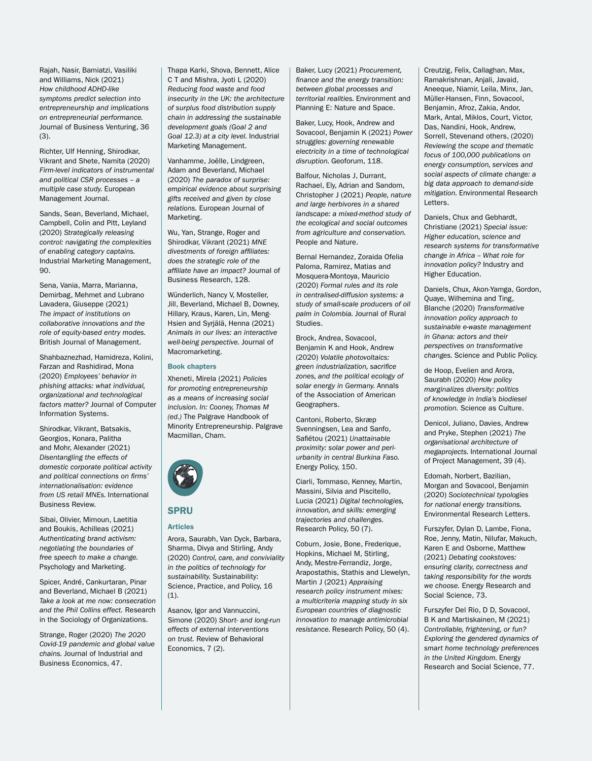Rajah, Nasir, Bamiatzi, Vasiliki and Williams, Nick (2021) *How childhood ADHD-like symptoms predict selection into entrepreneurship and implications on entrepreneurial performance.* Journal of Business Venturing, 36 (3).

Richter, Ulf Henning, Shirodkar, Vikrant and Shete, Namita (2020) *Firm-level indicators of instrumental and political CSR processes – a multiple case study.* European Management Journal.

Sands, Sean, Beverland, Michael, Campbell, Colin and Pitt, Leyland (2020) *Strategically releasing control: navigating the complexities of enabling category captains.* Industrial Marketing Management, 90.

Sena, Vania, Marra, Marianna, Demirbag, Mehmet and Lubrano Lavadera, Giuseppe (2021) *The impact of institutions on collaborative innovations and the role of equity-based entry modes.* British Journal of Management.

Shahbaznezhad, Hamidreza, Kolini, Farzan and Rashidirad, Mona (2020) *Employees' behavior in phishing attacks: what individual, organizational and technological factors matter?* Journal of Computer Information Systems.

Shirodkar, Vikrant, Batsakis, Georgios, Konara, Palitha and Mohr, Alexander (2021) *Disentangling the effects of domestic corporate political activity and political connections on firms' internationalisation: evidence from US retail MNEs.* International Business Review.

Sibai, Olivier, Mimoun, Laetitia and Boukis, Achilleas (2021) *Authenticating brand activism: negotiating the boundaries of free speech to make a change.* Psychology and Marketing.

Spicer, André, Cankurtaran, Pinar and Beverland, Michael B (2021) *Take a look at me now: consecration and the Phil Collins effect.* Research in the Sociology of Organizations.

Strange, Roger (2020) *The 2020 Covid-19 pandemic and global value chains.* Journal of Industrial and Business Economics, 47.

Thapa Karki, Shova, Bennett, Alice C T and Mishra, Jyoti L (2020) *Reducing food waste and food insecurity in the UK: the architecture of surplus food distribution supply chain in addressing the sustainable development goals (Goal 2 and Goal 12.3) at a city level.* Industrial Marketing Management.

Vanhamme, Joëlle, Lindgreen, Adam and Beverland, Michael (2020) *The paradox of surprise: empirical evidence about surprising gifts received and given by close relations.* European Journal of Marketing.

Wu, Yan, Strange, Roger and Shirodkar, Vikrant (2021) *MNE divestments of foreign affiliates: does the strategic role of the affiliate have an impact?* Journal of Business Research, 128.

Wünderlich, Nancy V, Mosteller, Jill, Beverland, Michael B, Downey, Hillary, Kraus, Karen, Lin, Meng-Hsien and Syrjälä, Henna (2021) *Animals in our lives: an interactive well-being perspective.* Journal of Macromarketing.

### Book chapters

Xheneti, Mirela (2021) *Policies for promoting entrepreneurship as a means of increasing social inclusion. In: Cooney, Thomas M (ed.)* The Palgrave Handbook of Minority Entrepreneurship. Palgrave Macmillan, Cham.

## SPRU

### Articles

Arora, Saurabh, Van Dyck, Barbara, Sharma, Divya and Stirling, Andy (2020) *Control, care, and conviviality in the politics of technology for sustainability.* Sustainability: Science, Practice, and Policy, 16 (1).

Asanov, Igor and Vannuccini, Simone (2020) *Short- and long-run effects of external interventions on trust.* Review of Behavioral Economics, 7 (2).

Baker, Lucy (2021) *Procurement, finance and the energy transition: between global processes and territorial realities.* Environment and Planning E: Nature and Space.

Baker, Lucy, Hook, Andrew and Sovacool, Benjamin K (2021) *Power struggles: governing renewable electricity in a time of technological disruption.* Geoforum, 118.

Balfour, Nicholas J, Durrant, Rachael, Ely, Adrian and Sandom, Christopher J (2021) *People, nature and large herbivores in a shared landscape: a mixed-method study of the ecological and social outcomes from agriculture and conservation.* People and Nature.

Bernal Hernandez, Zoraida Ofelia Paloma, Ramirez, Matias and Mosquera-Montoya, Mauricio (2020) *Formal rules and its role in centralised-diffusion systems: a study of small-scale producers of oil palm in Colombia.* Journal of Rural Studies.

Brock, Andrea, Sovacool, Benjamin K and Hook, Andrew (2020) *Volatile photovoltaics: green industrialization, sacrifice zones, and the political ecology of solar energy in Germany.* Annals of the Association of American Geographers.

Cantoni, Roberto, Skræp Svenningsen, Lea and Sanfo, Safiétou (2021) *Unattainable proximity: solar power and peri-urbanity in central Burkina Faso.* Energy Policy, 150.

Ciarli, Tommaso, Kenney, Martin, Massini, Silvia and Piscitello, Lucia (2021) *Digital technologies, innovation, and skills: emerging trajectories and challenges.* Research Policy, 50 (7).

Coburn, Josie, Bone, Frederique, Hopkins, Michael M, Stirling, Andy, Mestre-Ferrandiz, Jorge, Arapostathis, Stathis and Llewelyn, Martin J (2021) *Appraising research policy instrument mixes: a multicriteria mapping study in six European countries of diagnostic innovation to manage antimicrobial resistance.* Research Policy, 50 (4).

Creutzig, Felix, Callaghan, Max, Ramakrishnan, Anjali, Javaid, Aneeque, Niamir, Leila, Minx, Jan, Müller-Hansen, Finn, Sovacool, Benjamin, Afroz, Zakia, Andor, Mark, Antal, Miklos, Court, Victor, Das, Nandini, Hook, Andrew, Sorrell, Stevenand others, (2020) *Reviewing the scope and thematic focus of 100,000 publications on energy consumption, services and social aspects of climate change: a big data approach to demand-side mitigation.* Environmental Research Letters.

Daniels, Chux and Gebhardt, Christiane (2021) *Special issue: Higher education, science and research systems for transformative change in Africa – What role for innovation policy?* Industry and Higher Education.

Daniels, Chux, Akon-Yamga, Gordon, Quaye, Wilhemina and Ting, Blanche (2020) *Transformative innovation policy approach to sustainable e-waste management in Ghana: actors and their perspectives on transformative changes.* Science and Public Policy.

de Hoop, Evelien and Arora, Saurabh (2020) *How policy marginalizes diversity: politics of knowledge in India's biodiesel promotion.* Science as Culture.

Denicol, Juliano, Davies, Andrew and Pryke, Stephen (2021) *The organisational architecture of megaprojects.* International Journal of Project Management, 39 (4).

Edomah, Norbert, Bazilian, Morgan and Sovacool, Benjamin (2020) *Sociotechnical typologies for national energy transitions.* Environmental Research Letters.

Furszyfer, Dylan D, Lambe, Fiona, Roe, Jenny, Matin, Nilufar, Makuch, Karen E and Osborne, Matthew (2021) *Debating cookstoves: ensuring clarity, correctness and taking responsibility for the words we choose.* Energy Research and Social Science, 73.

Furszyfer Del Rio, D D, Sovacool, B K and Martiskainen, M (2021) *Controllable, frightening, or fun? Exploring the gendered dynamics of smart home technology preferences in the United Kingdom.* Energy Research and Social Science, 77.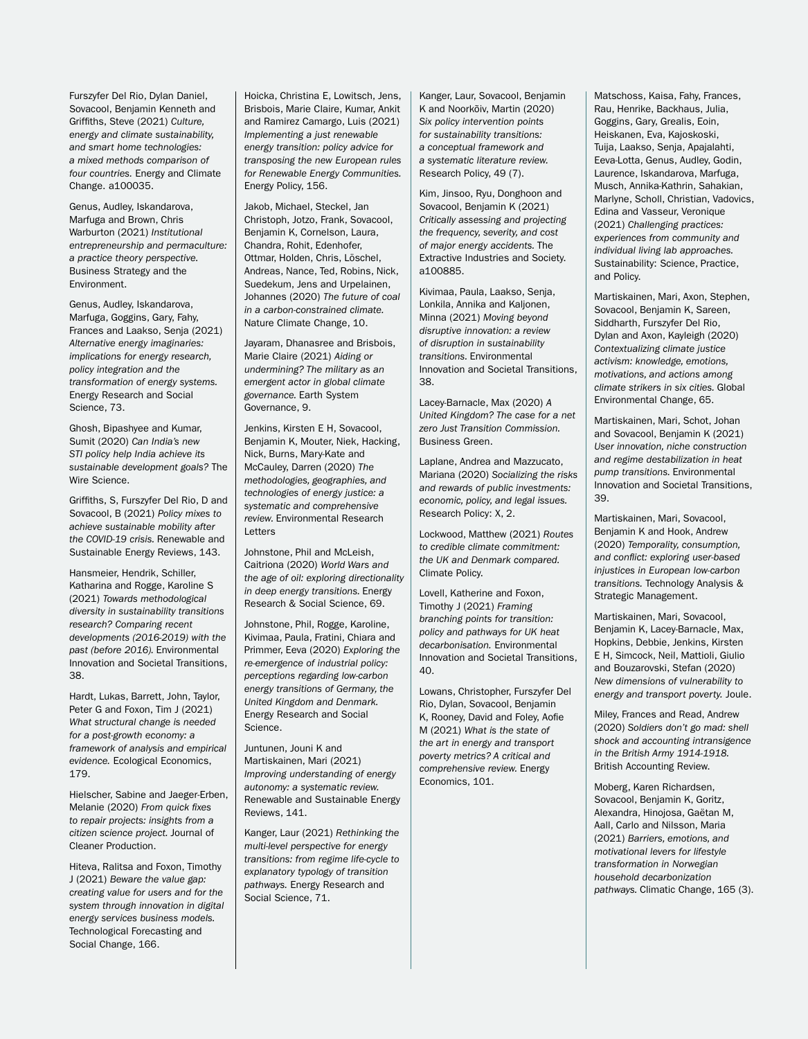Furszyfer Del Rio, Dylan Daniel, Sovacool, Benjamin Kenneth and Griffiths, Steve (2021) *Culture, energy and climate sustainability, and smart home technologies: a mixed methods comparison of four countries.* Energy and Climate Change. a100035.

Genus, Audley, Iskandarova, Marfuga and Brown, Chris Warburton (2021) *Institutional entrepreneurship and permaculture: a practice theory perspective.* Business Strategy and the Environment.

Genus, Audley, Iskandarova, Marfuga, Goggins, Gary, Fahy, Frances and Laakso, Senja (2021) *Alternative energy imaginaries: implications for energy research, policy integration and the transformation of energy systems.* Energy Research and Social Science, 73.

Ghosh, Bipashyee and Kumar, Sumit (2020) *Can India's new STI policy help India achieve its sustainable development goals?* The Wire Science.

Griffiths, S, Furszyfer Del Rio, D and Sovacool, B (2021) *Policy mixes to achieve sustainable mobility after the COVID-19 crisis.* Renewable and Sustainable Energy Reviews, 143.

Hansmeier, Hendrik, Schiller, Katharina and Rogge, Karoline S (2021) *Towards methodological diversity in sustainability transitions research? Comparing recent developments (2016-2019) with the past (before 2016).* Environmental Innovation and Societal Transitions, 38.

Hardt, Lukas, Barrett, John, Taylor, Peter G and Foxon, Tim J (2021) *What structural change is needed for a post-growth economy: a framework of analysis and empirical evidence.* Ecological Economics, 179.

Hielscher, Sabine and Jaeger-Erben, Melanie (2020) *From quick fixes to repair projects: insights from a citizen science project.* Journal of Cleaner Production.

Hiteva, Ralitsa and Foxon, Timothy J (2021) *Beware the value gap: creating value for users and for the system through innovation in digital energy services business models.* Technological Forecasting and Social Change, 166.

Hoicka, Christina E, Lowitsch, Jens, Brisbois, Marie Claire, Kumar, Ankit and Ramirez Camargo, Luis (2021) *Implementing a just renewable energy transition: policy advice for transposing the new European rules for Renewable Energy Communities.* Energy Policy, 156.

Jakob, Michael, Steckel, Jan Christoph, Jotzo, Frank, Sovacool, Benjamin K, Cornelson, Laura, Chandra, Rohit, Edenhofer, Ottmar, Holden, Chris, Löschel, Andreas, Nance, Ted, Robins, Nick, Suedekum, Jens and Urpelainen, Johannes (2020) *The future of coal in a carbon-constrained climate.* Nature Climate Change, 10.

Jayaram, Dhanasree and Brisbois, Marie Claire (2021) *Aiding or undermining? The military as an emergent actor in global climate governance.* Earth System Governance, 9.

Jenkins, Kirsten E H, Sovacool, Benjamin K, Mouter, Niek, Hacking, Nick, Burns, Mary-Kate and McCauley, Darren (2020) *The methodologies, geographies, and technologies of energy justice: a systematic and comprehensive review.* Environmental Research Letters

Johnstone, Phil and McLeish, Caitriona (2020) *World Wars and the age of oil: exploring directionality in deep energy transitions.* Energy Research & Social Science, 69.

Johnstone, Phil, Rogge, Karoline, Kivimaa, Paula, Fratini, Chiara and Primmer, Eeva (2020) *Exploring the re-emergence of industrial policy: perceptions regarding low-carbon energy transitions of Germany, the United Kingdom and Denmark.* Energy Research and Social Science.

Juntunen, Jouni K and Martiskainen, Mari (2021) *Improving understanding of energy autonomy: a systematic review.* Renewable and Sustainable Energy Reviews, 141.

Kanger, Laur (2021) *Rethinking the multi-level perspective for energy transitions: from regime life-cycle to explanatory typology of transition pathways.* Energy Research and Social Science, 71.

Kanger, Laur, Sovacool, Benjamin K and Noorkõiv, Martin (2020) *Six policy intervention points for sustainability transitions: a conceptual framework and a systematic literature review.* Research Policy, 49 (7).

Kim, Jinsoo, Ryu, Donghoon and Sovacool, Benjamin K (2021) *Critically assessing and projecting the frequency, severity, and cost of major energy accidents.* The Extractive Industries and Society. a100885.

Kivimaa, Paula, Laakso, Senja, Lonkila, Annika and Kaljonen, Minna (2021) *Moving beyond disruptive innovation: a review of disruption in sustainability transitions.* Environmental Innovation and Societal Transitions, 38.

Lacey-Barnacle, Max (2020) *A United Kingdom? The case for a net zero Just Transition Commission.* Business Green.

Laplane, Andrea and Mazzucato, Mariana (2020) *Socializing the risks and rewards of public investments: economic, policy, and legal issues.* Research Policy: X, 2.

Lockwood, Matthew (2021) *Routes to credible climate commitment: the UK and Denmark compared.* Climate Policy.

Lovell, Katherine and Foxon, Timothy J (2021) *Framing branching points for transition: policy and pathways for UK heat decarbonisation.* Environmental Innovation and Societal Transitions, 40.

Lowans, Christopher, Furszyfer Del Rio, Dylan, Sovacool, Benjamin K, Rooney, David and Foley, Aofie M (2021) *What is the state of the art in energy and transport poverty metrics? A critical and comprehensive review.* Energy Economics, 101.

Matschoss, Kaisa, Fahy, Frances, Rau, Henrike, Backhaus, Julia, Goggins, Gary, Grealis, Eoin, Heiskanen, Eva, Kajoskoski, Tuija, Laakso, Senja, Apajalahti, Eeva-Lotta, Genus, Audley, Godin, Laurence, Iskandarova, Marfuga, Musch, Annika-Kathrin, Sahakian, Marlyne, Scholl, Christian, Vadovics, Edina and Vasseur, Veronique (2021) *Challenging practices: experiences from community and individual living lab approaches.* Sustainability: Science, Practice, and Policy.

Martiskainen, Mari, Axon, Stephen, Sovacool, Benjamin K, Sareen, Siddharth, Furszyfer Del Rio, Dylan and Axon, Kayleigh (2020) *Contextualizing climate justice activism: knowledge, emotions, motivations, and actions among climate strikers in six cities.* Global Environmental Change, 65.

Martiskainen, Mari, Schot, Johan and Sovacool, Benjamin K (2021) *User innovation, niche construction and regime destabilization in heat pump transitions.* Environmental Innovation and Societal Transitions, 39.

Martiskainen, Mari, Sovacool, Benjamin K and Hook, Andrew (2020) *Temporality, consumption, and conflict: exploring user-based injustices in European low-carbon transitions.* Technology Analysis & Strategic Management.

Martiskainen, Mari, Sovacool, Benjamin K, Lacey-Barnacle, Max, Hopkins, Debbie, Jenkins, Kirsten E H, Simcock, Neil, Mattioli, Giulio and Bouzarovski, Stefan (2020) *New dimensions of vulnerability to energy and transport poverty.* Joule.

Miley, Frances and Read, Andrew (2020) *Soldiers don't go mad: shell shock and accounting intransigence in the British Army 1914-1918.* British Accounting Review.

Moberg, Karen Richardsen, Sovacool, Benjamin K, Goritz, Alexandra, Hinojosa, Gaëtan M, Aall, Carlo and Nilsson, Maria (2021) *Barriers, emotions, and motivational levers for lifestyle transformation in Norwegian household decarbonization pathways.* Climatic Change, 165 (3).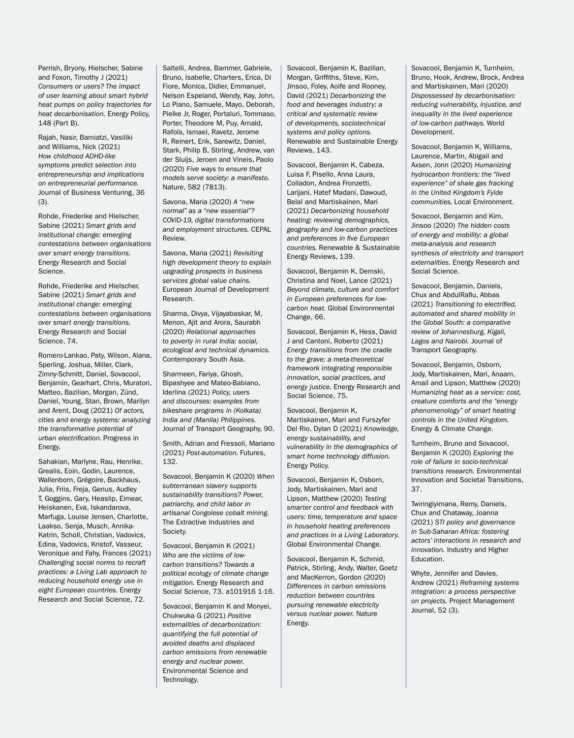Parrish, Bryony, Hielscher, Sabine and Foxon, Timothy J (2021) *Consumers or users? The impact of user learning about smart hybrid heat pumps on policy trajectories for heat decarbonisation.* Energy Policy, 148 (Part B).

Rajah, Nasir, Bamiatzi, Vasiliki and Williams, Nick (2021) *How childhood ADHD-like symptoms predict selection into entrepreneurship and implications on entrepreneurial performance.* Journal of Business Venturing, 36 (3).

Rohde, Friederike and Hielscher, Sabine (2021) *Smart grids and institutional change: emerging contestations between organisations over smart energy transitions.* Energy Research and Social Science.

Rohde, Friederike and Hielscher, Sabine (2021) *Smart grids and institutional change: emerging contestations between organisations over smart energy transitions.* Energy Research and Social Science, 74.

Romero-Lankao, Paty, Wilson, Alana, Sperling, Joshua, Miller, Clark, Zimny-Schmitt, Daniel, Sovacool, Benjamin, Gearhart, Chris, Muratori, Matteo, Bazilian, Morgan, Zünd, Daniel, Young, Stan, Brown, Marilyn and Arent, Doug (2021) *Of actors, cities and energy systems: analyzing the transformative potential of urban electrification.* Progress in Energy.

Sahakian, Marlyne, Rau, Henrike, Grealis, Eoin, Godin, Laurence, Wallenborn, Grégoire, Backhaus, Julia, Friis, Freja, Genus, Audley T, Goggins, Gary, Heaslip, Eimear, Heiskanen, Eva, Iskandarova, Marfuga, Louise Jensen, Charlotte, Laakso, Senja, Musch, Annika-Katrin, Scholl, Christian, Vadovics, Edina, Vadovics, Kristof, Vasseur, Veronique and Fahy, Frances (2021) *Challenging social norms to recraft practices: a Living Lab approach to reducing household energy use in eight European countries.* Energy Research and Social Science, 72.

Saltelli, Andrea, Bammer, Gabriele, Bruno, Isabelle, Charters, Erica, Di Fiore, Monica, Didier, Emmanuel, Nelson Espeland, Wendy, Kay, John, Lo Piano, Samuele, Mayo, Deborah, Pielke Jr, Roger, Portaluri, Tommaso, Porter, Theodore M, Puy, Arnald, Rafols, Ismael, Ravetz, Jerome R, Reinert, Erik, Sarewitz, Daniel, Stark, Philip B, Stirling, Andrew, van der Sluijs, Jeroen and Vineis, Paolo (2020) *Five ways to ensure that models serve society: a manifesto.* Nature, 582 (7813).

Savona, Maria (2020) *A "new normal" as a "new essential"? COVID-19, digital transformations and employment structures.* CEPAL Review.

Savona, Maria (2021) *Revisiting high development theory to explain upgrading prospects in business services global value chains.* European Journal of Development Research.

Sharma, Divya, Vijayabaskar, M, Menon, Ajit and Arora, Saurabh (2020) *Relational approaches to poverty in rural India: social, ecological and technical dynamics.* Contemporary South Asia.

Sharmeen, Fariya, Ghosh, Bipashyee and Mateo-Babiano, Iderlina (2021) *Policy, users and discourses: examples from bikeshare programs in (Kolkata) India and (Manila) Philippines.* Journal of Transport Geography, 90.

Smith, Adrian and Fressoli, Mariano (2021) *Post-automation.* Futures, 132.

Sovacool, Benjamin K (2020) *When subterranean slavery supports sustainability transitions? Power, patriarchy, and child labor in artisanal Congolese cobalt mining.* The Extractive Industries and Society.

Sovacool, Benjamin K (2021) *Who are the victims of low-carbon transitions? Towards a political ecology of climate change mitigation.* Energy Research and Social Science, 73. a101916 1-16.

Sovacool, Benjamin K and Monyei, Chukwuka G (2021) *Positive externalities of decarbonization: quantifying the full potential of avoided deaths and displaced carbon emissions from renewable energy and nuclear power.* Environmental Science and Technology.

Sovacool, Benjamin K, Bazilian, Morgan, Griffiths, Steve, Kim, Jinsoo, Foley, Aoife and Rooney, David (2021) *Decarbonizing the food and beverages industry: a critical and systematic review of developments, sociotechnical systems and policy options.* Renewable and Sustainable Energy Reviews, 143.

Sovacool, Benjamin K, Cabeza, Luisa F, Pisello, Anna Laura, Colladon, Andrea Fronzetti, Larijani, Hatef Madani, Dawoud, Belal and Martiskainen, Mari (2021) *Decarbonizing household heating: reviewing demographics, geography and low-carbon practices and preferences in five European countries.* Renewable & Sustainable Energy Reviews, 139.

Sovacool, Benjamin K, Demski, Christina and Noel, Lance (2021) *Beyond climate, culture and comfort in European preferences for low-carbon heat.* Global Environmental Change, 66.

Sovacool, Benjamin K, Hess, David J and Cantoni, Roberto (2021) *Energy transitions from the cradle to the grave: a meta-theoretical framework integrating responsible innovation, social practices, and energy justice.* Energy Research and Social Science, 75.

Sovacool, Benjamin K, Martiskainen, Mari and Furszyfer Del Rio, Dylan D (2021) *Knowledge, energy sustainability, and vulnerability in the demographics of smart home technology diffusion.* Energy Policy.

Sovacool, Benjamin K, Osborn, Jody, Martiskainen, Mari and Lipson, Matthew (2020) *Testing smarter control and feedback with users: time, temperature and space in household heating preferences and practices in a Living Laboratory.* Global Environmental Change.

Sovacool, Benjamin K, Schmid, Patrick, Stirling, Andy, Walter, Goetz and MacKerron, Gordon (2020) *Differences in carbon emissions reduction between countries pursuing renewable electricity versus nuclear power.* Nature Energy.

Sovacool, Benjamin K, Turnheim, Bruno, Hook, Andrew, Brock, Andrea and Martiskainen, Mari (2020) *Dispossessed by decarbonisation: reducing vulnerability, injustice, and inequality in the lived experience of low-carbon pathways.* World Development.

Sovacool, Benjamin K, Williams, Laurence, Martin, Abigail and Axsen, Jonn (2020) *Humanizing hydrocarbon frontiers: the "lived experience" of shale gas fracking in the United Kingdom's Fylde communities.* Local Environment.

Sovacool, Benjamin and Kim, Jinsoo (2020) *The hidden costs of energy and mobility: a global meta-analysis and research synthesis of electricity and transport externalities.* Energy Research and Social Science.

Sovacool, Benjamin, Daniels, Chux and AbdulRafiu, Abbas (2021) *Transitioning to electrified, automated and shared mobility in the Global South: a comparative review of Johannesburg, Kigali, Lagos and Nairobi.* Journal of Transport Geography.

Sovacool, Benjamin, Osborn, Jody, Martiskainen, Mari, Anaam, Amail and Lipson, Matthew (2020) *Humanizing heat as a service: cost, creature comforts and the "energy phenomenology" of smart heating controls in the United Kingdom.* Energy & Climate Change.

Turnheim, Bruno and Sovacool, Benjamin K (2020) *Exploring the role of failure in socio-technical transitions research.* Environmental Innovation and Societal Transitions, 37.

Twiringiyimana, Remy, Daniels, Chux and Chataway, Joanna (2021) *STI policy and governance in Sub-Saharan Africa: fostering actors' interactions in research and innovation.* Industry and Higher Education.

Whyte, Jennifer and Davies, Andrew (2021) *Reframing systems integration: a process perspective on projects.* Project Management Journal, 52 (3).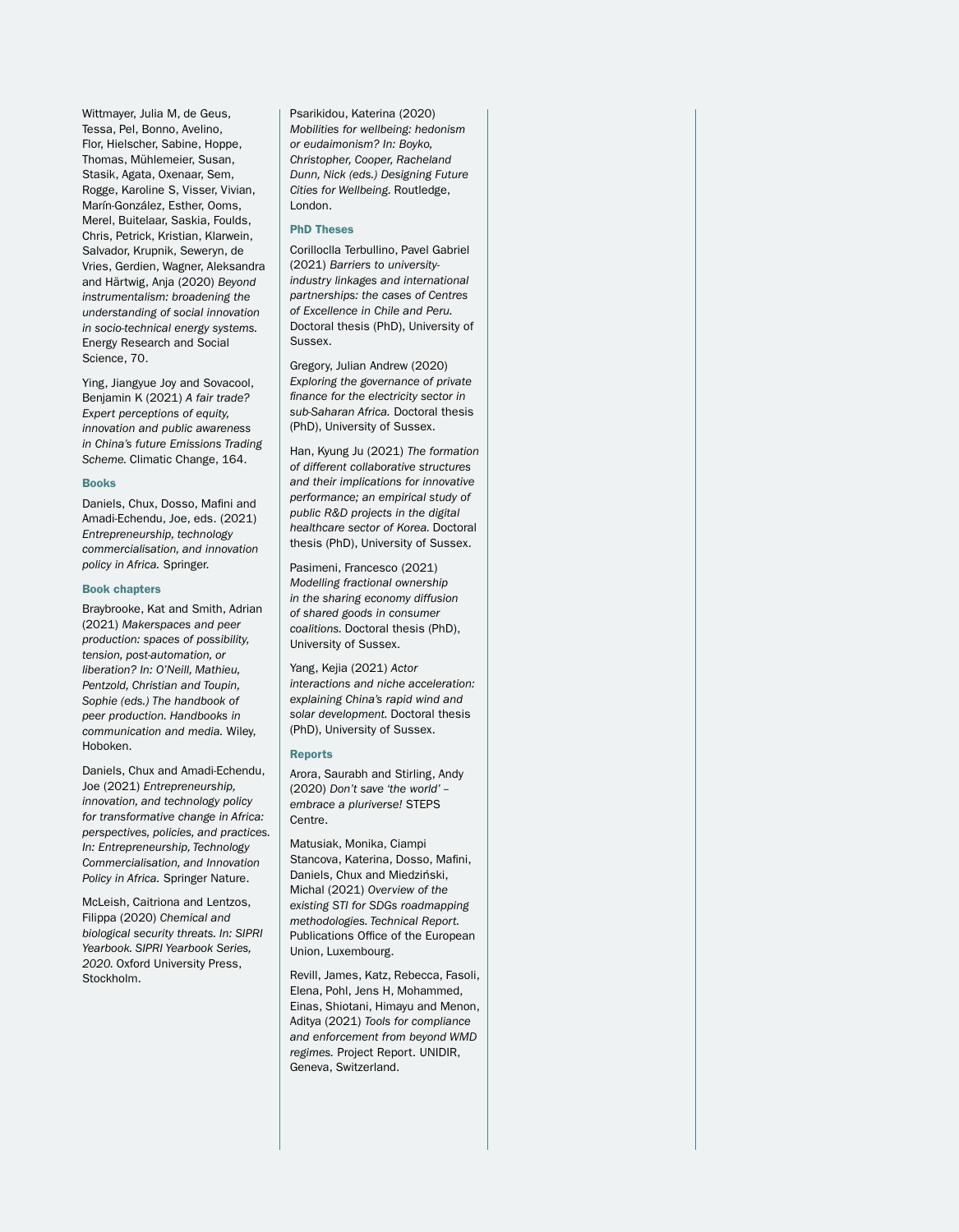Wittmayer, Julia M, de Geus, Tessa, Pel, Bonno, Avelino, Flor, Hielscher, Sabine, Hoppe, Thomas, Mühlemeier, Susan, Stasik, Agata, Oxenaar, Sem, Rogge, Karoline S, Visser, Vivian, Marín-González, Esther, Ooms, Merel, Buitelaar, Saskia, Foulds, Chris, Petrick, Kristian, Klarwein, Salvador, Krupnik, Seweryn, de Vries, Gerdien, Wagner, Aleksandra and Härtwig, Anja (2020) *Beyond instrumentalism: broadening the understanding of social innovation in socio-technical energy systems.* Energy Research and Social Science, 70.

Ying, Jiangyue Joy and Sovacool, Benjamin K (2021) *A fair trade? Expert perceptions of equity, innovation and public awareness in China's future Emissions Trading Scheme.* Climatic Change, 164.

### Books

Daniels, Chux, Dosso, Mafini and Amadi-Echendu, Joe, eds. (2021) *Entrepreneurship, technology commercialisation, and innovation policy in Africa.* Springer.

### Book chapters

Braybrooke, Kat and Smith, Adrian (2021) *Makerspaces and peer production: spaces of possibility, tension, post-automation, or liberation? In: O'Neill, Mathieu, Pentzold, Christian and Toupin, Sophie (eds.) The handbook of peer production. Handbooks in communication and media.* Wiley, Hoboken.

Daniels, Chux and Amadi-Echendu, Joe (2021) *Entrepreneurship, innovation, and technology policy for transformative change in Africa: perspectives, policies, and practices. In: Entrepreneurship, Technology Commercialisation, and Innovation Policy in Africa.* Springer Nature.

McLeish, Caitriona and Lentzos, Filippa (2020) *Chemical and biological security threats. In: SIPRI Yearbook. SIPRI Yearbook Series, 2020.* Oxford University Press, Stockholm.

Psarikidou, Katerina (2020) *Mobilities for wellbeing: hedonism or eudaimonism? In: Boyko, Christopher, Cooper, Racheland Dunn, Nick (eds.) Designing Future Cities for Wellbeing.* Routledge, London.

### PhD Theses

Corilloclla Terbullino, Pavel Gabriel (2021) *Barriers to university-industry linkages and international partnerships: the cases of Centres of Excellence in Chile and Peru.* Doctoral thesis (PhD), University of Sussex.

Gregory, Julian Andrew (2020) *Exploring the governance of private finance for the electricity sector in sub-Saharan Africa.* Doctoral thesis (PhD), University of Sussex.

Han, Kyung Ju (2021) *The formation of different collaborative structures and their implications for innovative performance; an empirical study of public R&D projects in the digital healthcare sector of Korea.* Doctoral thesis (PhD), University of Sussex.

Pasimeni, Francesco (2021) *Modelling fractional ownership in the sharing economy diffusion of shared goods in consumer coalitions.* Doctoral thesis (PhD), University of Sussex.

Yang, Kejia (2021) *Actor interactions and niche acceleration: explaining China's rapid wind and solar development.* Doctoral thesis (PhD), University of Sussex.

### Reports

Arora, Saurabh and Stirling, Andy (2020) *Don't save 'the world' – embrace a pluriverse!* STEPS Centre.

Matusiak, Monika, Ciampi Stancova, Katerina, Dosso, Mafini, Daniels, Chux and Miedziński, Michal (2021) *Overview of the existing STI for SDGs roadmapping methodologies. Technical Report.* Publications Office of the European Union, Luxembourg.

Revill, James, Katz, Rebecca, Fasoli, Elena, Pohl, Jens H, Mohammed, Einas, Shiotani, Himayu and Menon, Aditya (2021) *Tools for compliance and enforcement from beyond WMD regimes.* Project Report. UNIDIR, Geneva, Switzerland.